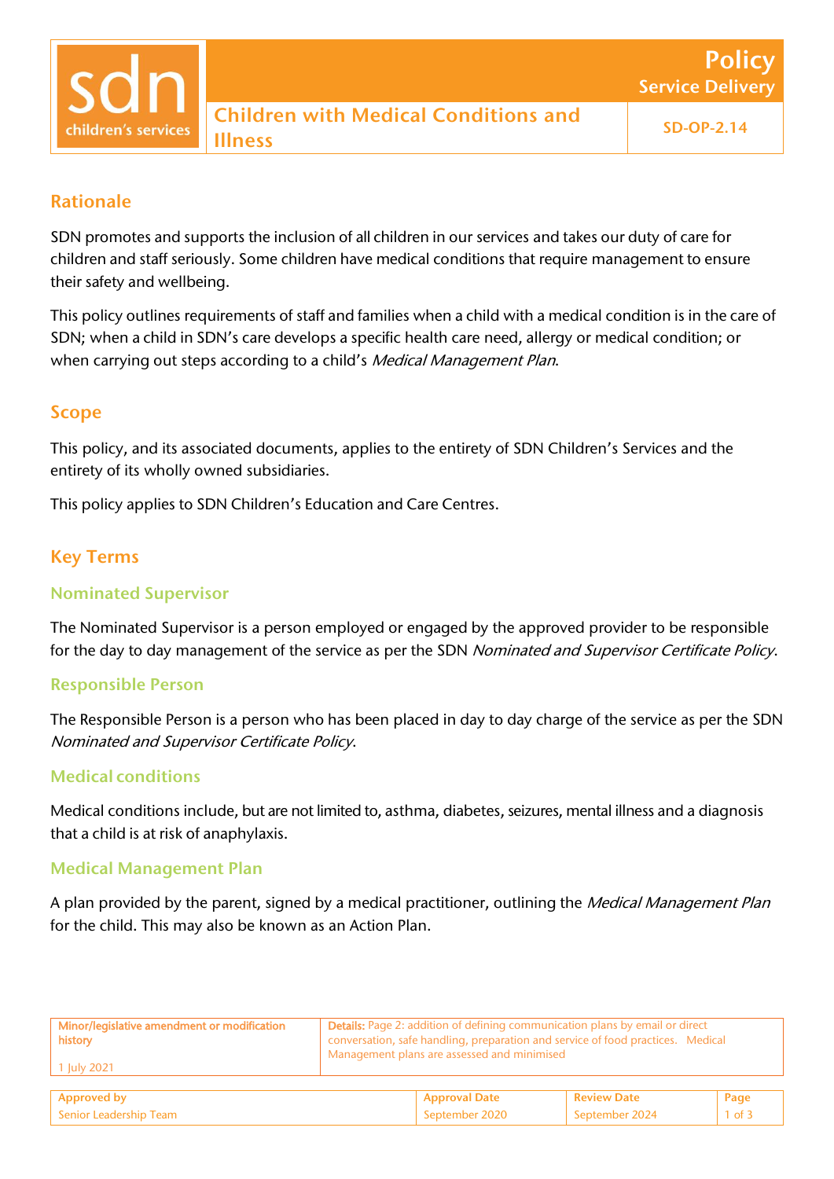# Children with Medical Conditions and Illness

**Policy**
**Service Delivery**

SD-OP-2.14

## Rationale

SDN promotes and supports the inclusion of all children in our services and takes our duty of care for children and staff seriously. Some children have medical conditions that require management to ensure their safety and wellbeing.

This policy outlines requirements of staff and families when a child with a medical condition is in the care of SDN; when a child in SDN's care develops a specific health care need, allergy or medical condition; or when carrying out steps according to a child's *Medical Management Plan*.

## Scope

This policy, and its associated documents, applies to the entirety of SDN Children's Services and the entirety of its wholly owned subsidiaries.

This policy applies to SDN Children's Education and Care Centres.

## Key Terms

### Nominated Supervisor

The Nominated Supervisor is a person employed or engaged by the approved provider to be responsible for the day to day management of the service as per the SDN *Nominated and Supervisor Certificate Policy*.

### Responsible Person

The Responsible Person is a person who has been placed in day to day charge of the service as per the SDN *Nominated and Supervisor Certificate Policy*.

### Medical conditions

Medical conditions include, but are not limited to, asthma, diabetes, seizures, mental illness and a diagnosis that a child is at risk of anaphylaxis.

### Medical Management Plan

A plan provided by the parent, signed by a medical practitioner, outlining the *Medical Management Plan* for the child. This may also be known as an Action Plan.

| Minor/legislative amendment or modification history | Details |
| --- | --- |
| 1 July 2021 | Page 2: addition of defining communication plans by email or direct conversation, safe handling, preparation and service of food practices. Medical Management plans are assessed and minimised |

| Approved by | Approval Date | Review Date |
| --- | --- | --- |
| Senior Leadership Team | September 2020 | September 2024 |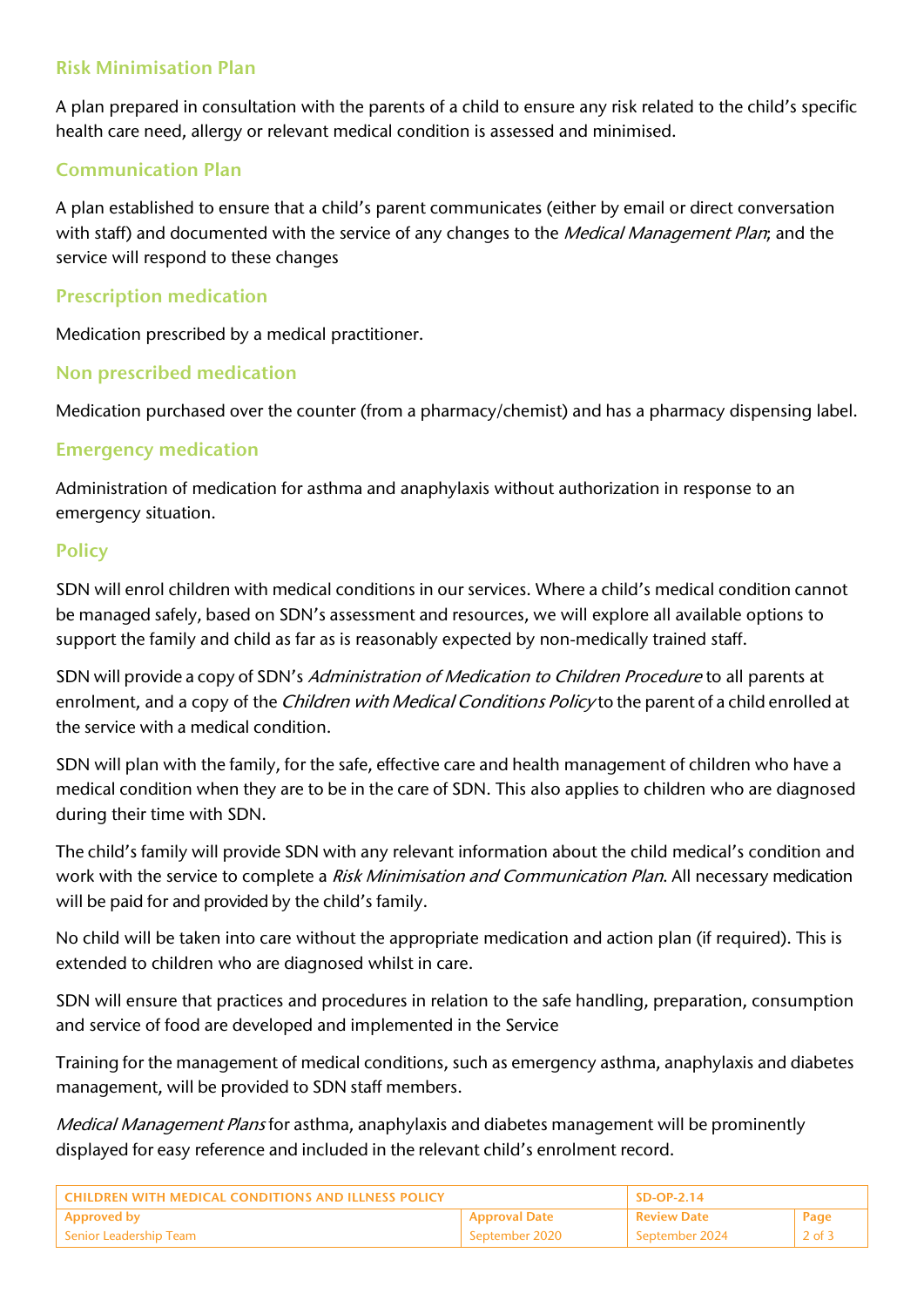## Risk Minimisation Plan

A plan prepared in consultation with the parents of a child to ensure any risk related to the child's specific health care need, allergy or relevant medical condition is assessed and minimised.

## Communication Plan

A plan established to ensure that a child's parent communicates (either by email or direct conversation with staff) and documented with the service of any changes to the *Medical Management Plan*; and the service will respond to these changes

## Prescription medication

Medication prescribed by a medical practitioner.

## Non prescribed medication

Medication purchased over the counter (from a pharmacy/chemist) and has a pharmacy dispensing label.

## Emergency medication

Administration of medication for asthma and anaphylaxis without authorization in response to an emergency situation.

## Policy

SDN will enrol children with medical conditions in our services. Where a child's medical condition cannot be managed safely, based on SDN's assessment and resources, we will explore all available options to support the family and child as far as is reasonably expected by non-medically trained staff.

SDN will provide a copy of SDN's *Administration of Medication to Children Procedure* to all parents at enrolment, and a copy of the *Children with Medical Conditions Policy* to the parent of a child enrolled at the service with a medical condition.

SDN will plan with the family, for the safe, effective care and health management of children who have a medical condition when they are to be in the care of SDN. This also applies to children who are diagnosed during their time with SDN.

The child's family will provide SDN with any relevant information about the child medical's condition and work with the service to complete a *Risk Minimisation and Communication Plan*. All necessary medication will be paid for and provided by the child's family.

No child will be taken into care without the appropriate medication and action plan (if required). This is extended to children who are diagnosed whilst in care.

SDN will ensure that practices and procedures in relation to the safe handling, preparation, consumption and service of food are developed and implemented in the Service

Training for the management of medical conditions, such as emergency asthma, anaphylaxis and diabetes management, will be provided to SDN staff members.

*Medical Management Plans* for asthma, anaphylaxis and diabetes management will be prominently displayed for easy reference and included in the relevant child's enrolment record.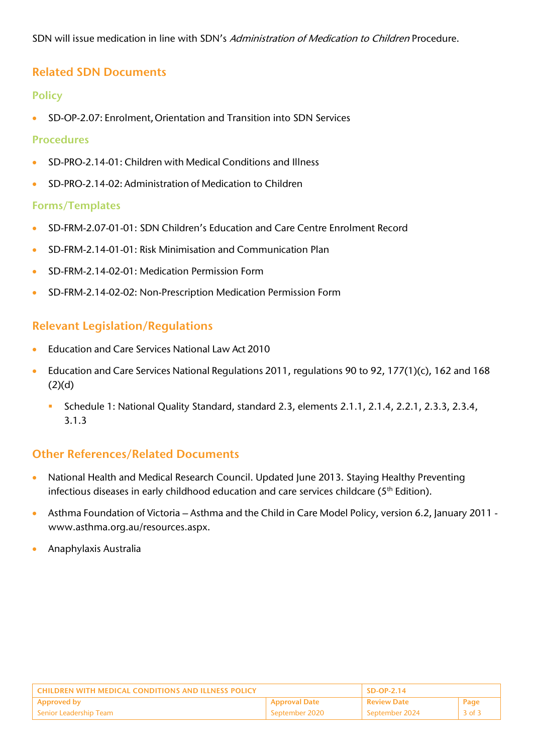SDN will issue medication in line with SDN's *Administration of Medication to Children* Procedure.

## Related SDN Documents

### Policy

- SD-OP-2.07: Enrolment, Orientation and Transition into SDN Services

### Procedures

- SD-PRO-2.14-01: Children with Medical Conditions and Illness
- SD-PRO-2.14-02: Administration of Medication to Children

### Forms/Templates

- SD-FRM-2.07-01-01: SDN Children's Education and Care Centre Enrolment Record
- SD-FRM-2.14-01-01: Risk Minimisation and Communication Plan
- SD-FRM-2.14-02-01: Medication Permission Form
- SD-FRM-2.14-02-02: Non-Prescription Medication Permission Form

## Relevant Legislation/Regulations

- Education and Care Services National Law Act 2010
- Education and Care Services National Regulations 2011, regulations 90 to 92, 177(1)(c), 162 and 168 (2)(d)
  - Schedule 1: National Quality Standard, standard 2.3, elements 2.1.1, 2.1.4, 2.2.1, 2.3.3, 2.3.4, 3.1.3

## Other References/Related Documents

- National Health and Medical Research Council. Updated June 2013. Staying Healthy Preventing infectious diseases in early childhood education and care services childcare (5th Edition).
- Asthma Foundation of Victoria – Asthma and the Child in Care Model Policy, version 6.2, January 2011 - www.asthma.org.au/resources.aspx.
- Anaphylaxis Australia